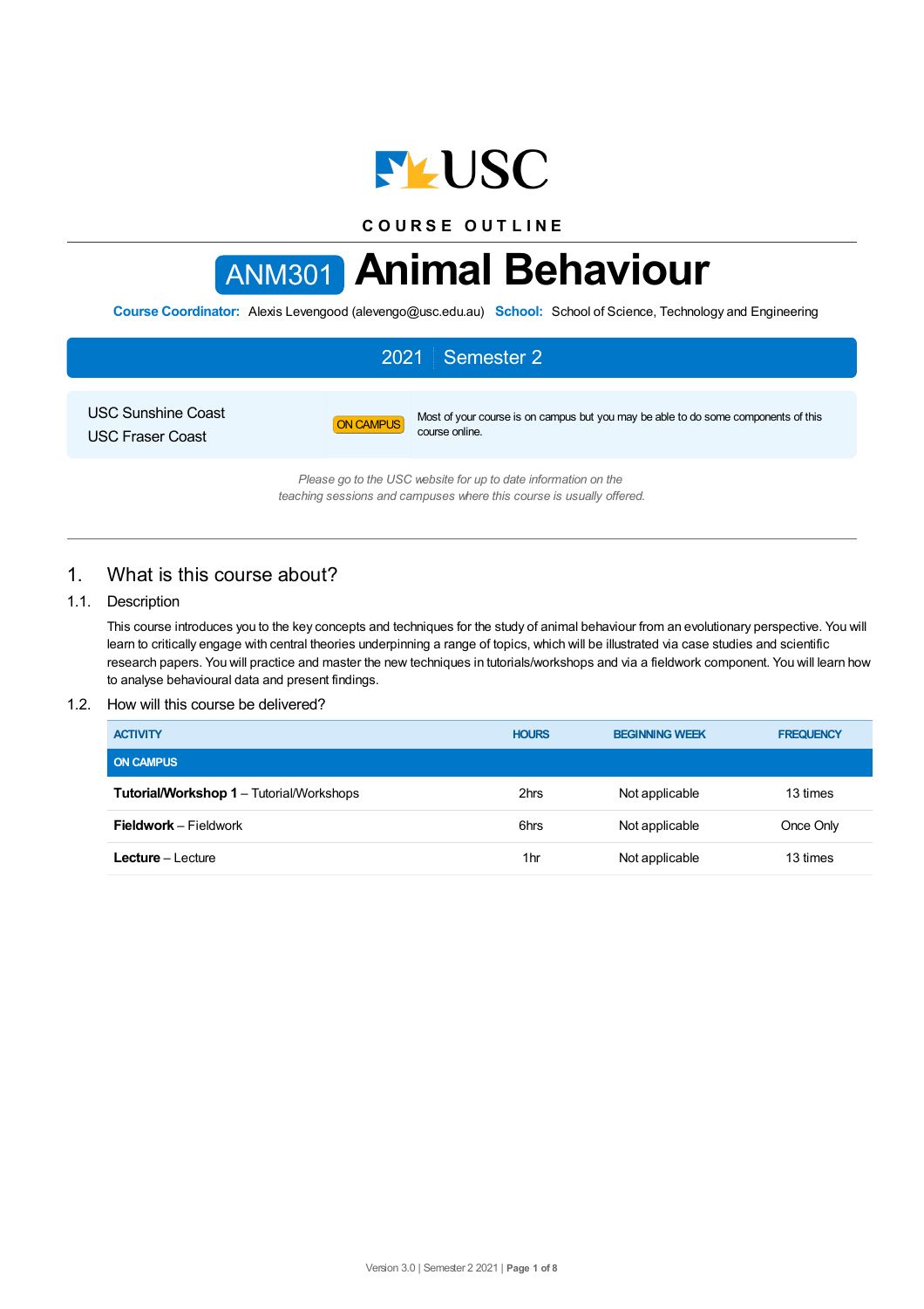# COURSE OUTLINE

# ANM301 Animal Behaviour

**Course Coordinator:** Alexis Levengood (alevengo@usc.edu.au) **School:** School of Science, Technology and Engineering

## 2021 | Semester 2

USC Sunshine Coast
USC Fraser Coast

ON CAMPUS — Most of your course is on campus but you may be able to do some components of this course online.

*Please go to the USC website for up to date information on the teaching sessions and campuses where this course is usually offered.*

## 1. What is this course about?

### 1.1. Description

This course introduces you to the key concepts and techniques for the study of animal behaviour from an evolutionary perspective. You will learn to critically engage with central theories underpinning a range of topics, which will be illustrated via case studies and scientific research papers. You will practice and master the new techniques in tutorials/workshops and via a fieldwork component. You will learn how to analyse behavioural data and present findings.

### 1.2. How will this course be delivered?

| ACTIVITY | HOURS | BEGINNING WEEK | FREQUENCY |
|---|---|---|---|
| **ON CAMPUS** | | | |
| **Tutorial/Workshop 1** – Tutorial/Workshops | 2hrs | Not applicable | 13 times |
| **Fieldwork** – Fieldwork | 6hrs | Not applicable | Once Only |
| **Lecture** – Lecture | 1hr | Not applicable | 13 times |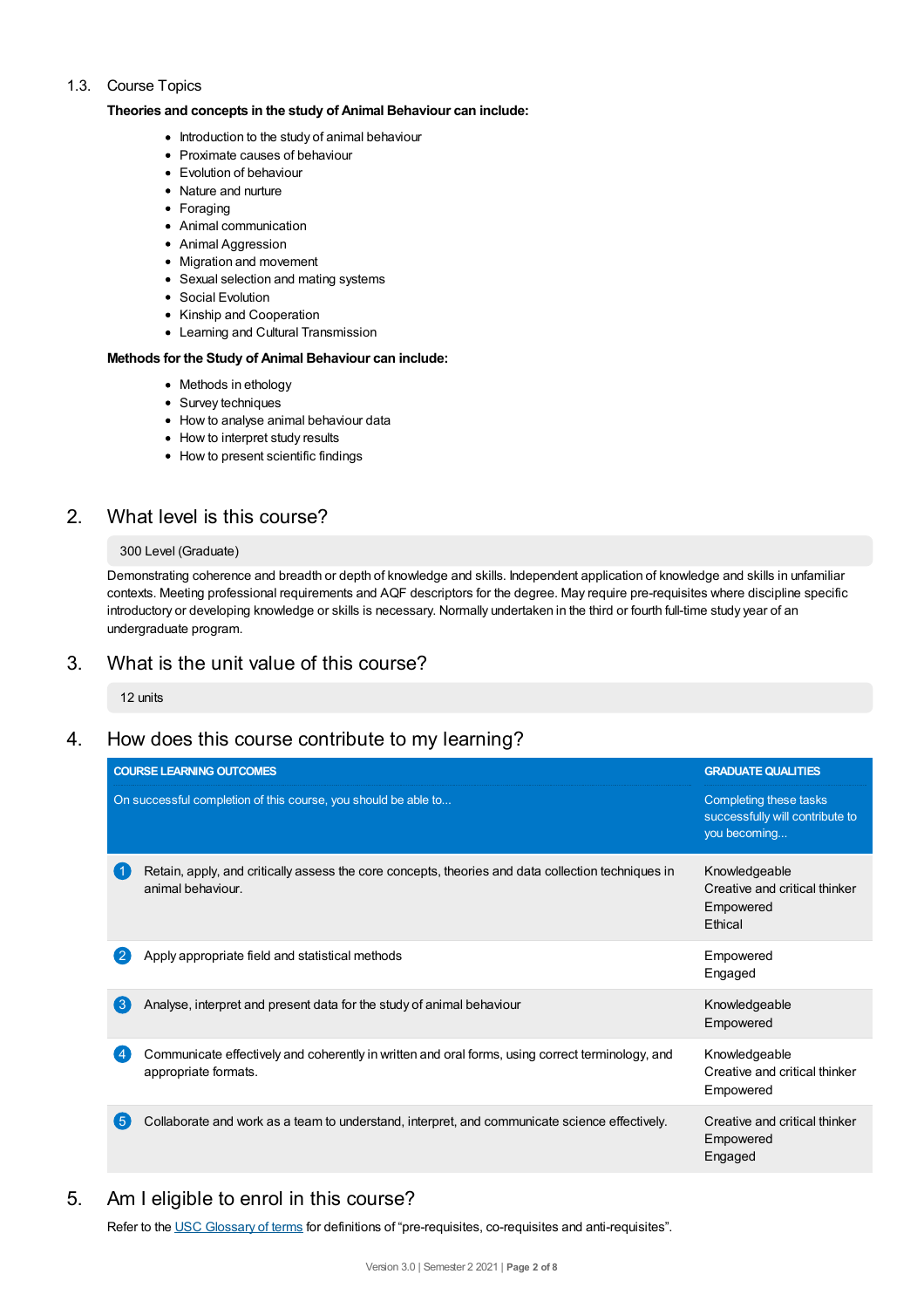### 1.3. Course Topics

**Theories and concepts in the study of Animal Behaviour can include:**

- Introduction to the study of animal behaviour
- Proximate causes of behaviour
- Evolution of behaviour
- Nature and nurture
- Foraging
- Animal communication
- Animal Aggression
- Migration and movement
- Sexual selection and mating systems
- Social Evolution
- Kinship and Cooperation
- Learning and Cultural Transmission

**Methods for the Study of Animal Behaviour can include:**

- Methods in ethology
- Survey techniques
- How to analyse animal behaviour data
- How to interpret study results
- How to present scientific findings

## 2. What level is this course?

300 Level (Graduate)

Demonstrating coherence and breadth or depth of knowledge and skills. Independent application of knowledge and skills in unfamiliar contexts. Meeting professional requirements and AQF descriptors for the degree. May require pre-requisites where discipline specific introductory or developing knowledge or skills is necessary. Normally undertaken in the third or fourth full-time study year of an undergraduate program.

## 3. What is the unit value of this course?

12 units

## 4. How does this course contribute to my learning?

| COURSE LEARNING OUTCOMES<br>On successful completion of this course, you should be able to... | GRADUATE QUALITIES<br>Completing these tasks successfully will contribute to you becoming... |
|---|---|
| 1 Retain, apply, and critically assess the core concepts, theories and data collection techniques in animal behaviour. | Knowledgeable<br>Creative and critical thinker<br>Empowered<br>Ethical |
| 2 Apply appropriate field and statistical methods | Empowered<br>Engaged |
| 3 Analyse, interpret and present data for the study of animal behaviour | Knowledgeable<br>Empowered |
| 4 Communicate effectively and coherently in written and oral forms, using correct terminology, and appropriate formats. | Knowledgeable<br>Creative and critical thinker<br>Empowered |
| 5 Collaborate and work as a team to understand, interpret, and communicate science effectively. | Creative and critical thinker<br>Empowered<br>Engaged |

## 5. Am I eligible to enrol in this course?

Refer to the USC Glossary of terms for definitions of "pre-requisites, co-requisites and anti-requisites".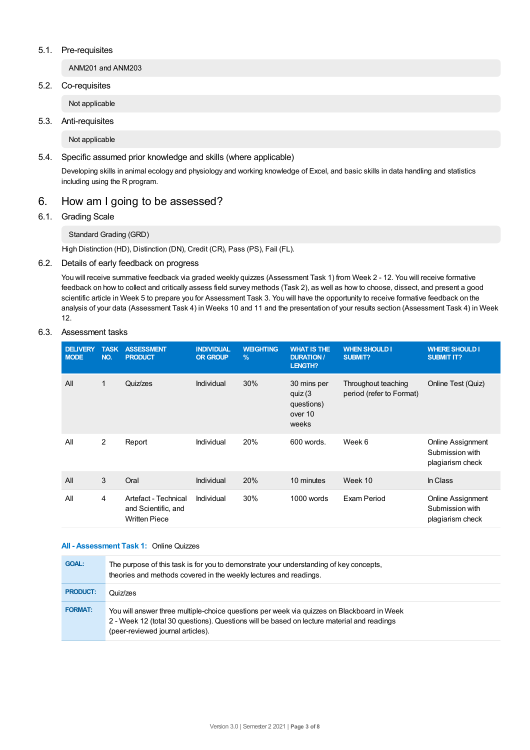### 5.1. Pre-requisites

ANM201 and ANM203

### 5.2. Co-requisites

Not applicable

### 5.3. Anti-requisites

Not applicable

### 5.4. Specific assumed prior knowledge and skills (where applicable)

Developing skills in animal ecology and physiology and working knowledge of Excel, and basic skills in data handling and statistics including using the R program.

## 6. How am I going to be assessed?

### 6.1. Grading Scale

Standard Grading (GRD)

High Distinction (HD), Distinction (DN), Credit (CR), Pass (PS), Fail (FL).

### 6.2. Details of early feedback on progress

You will receive summative feedback via graded weekly quizzes (Assessment Task 1) from Week 2 - 12. You will receive formative feedback on how to collect and critically assess field survey methods (Task 2), as well as how to choose, dissect, and present a good scientific article in Week 5 to prepare you for Assessment Task 3. You will have the opportunity to receive formative feedback on the analysis of your data (Assessment Task 4) in Weeks 10 and 11 and the presentation of your results section (Assessment Task 4) in Week 12.

### 6.3. Assessment tasks

| DELIVERY MODE | TASK NO. | ASSESSMENT PRODUCT | INDIVIDUAL OR GROUP | WEIGHTING % | WHAT IS THE DURATION / LENGTH? | WHEN SHOULD I SUBMIT? | WHERE SHOULD I SUBMIT IT? |
|---|---|---|---|---|---|---|---|
| All | 1 | Quiz/zes | Individual | 30% | 30 mins per quiz (3 questions) over 10 weeks | Throughout teaching period (refer to Format) | Online Test (Quiz) |
| All | 2 | Report | Individual | 20% | 600 words. | Week 6 | Online Assignment Submission with plagiarism check |
| All | 3 | Oral | Individual | 20% | 10 minutes | Week 10 | In Class |
| All | 4 | Artefact - Technical and Scientific, and Written Piece | Individual | 30% | 1000 words | Exam Period | Online Assignment Submission with plagiarism check |

**All - Assessment Task 1:** Online Quizzes

| | |
|---|---|
| **GOAL:** | The purpose of this task is for you to demonstrate your understanding of key concepts, theories and methods covered in the weekly lectures and readings. |
| **PRODUCT:** | Quiz/zes |
| **FORMAT:** | You will answer three multiple-choice questions per week via quizzes on Blackboard in Week 2 - Week 12 (total 30 questions). Questions will be based on lecture material and readings (peer-reviewed journal articles). |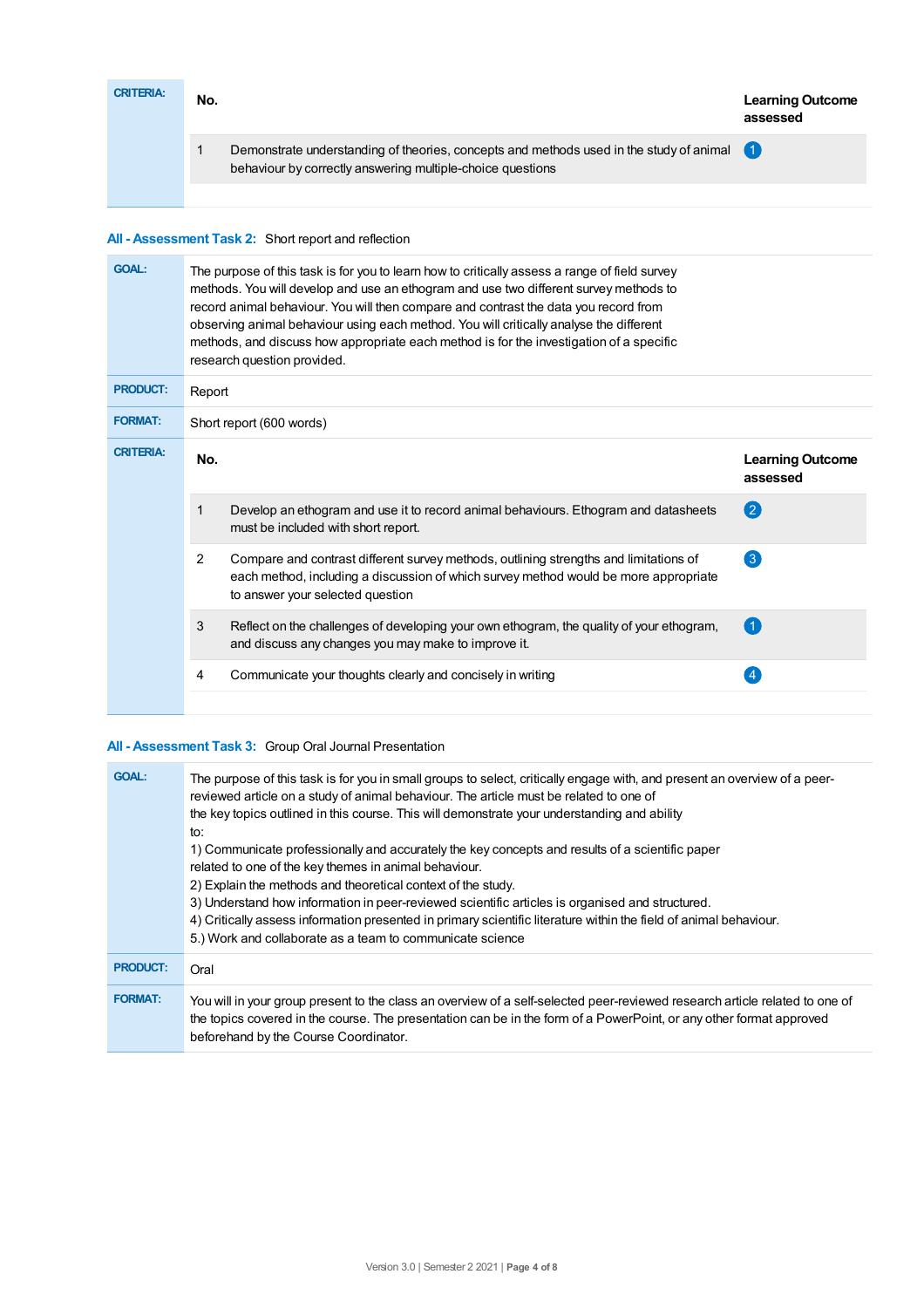**CRITERIA:**

| No. | | Learning Outcome assessed |
|---|---|---|
| 1 | Demonstrate understanding of theories, concepts and methods used in the study of animal behaviour by correctly answering multiple-choice questions | 1 |

### All - Assessment Task 2: Short report and reflection

**GOAL:** The purpose of this task is for you to learn how to critically assess a range of field survey methods. You will develop and use an ethogram and use two different survey methods to record animal behaviour. You will then compare and contrast the data you record from observing animal behaviour using each method. You will critically analyse the different methods, and discuss how appropriate each method is for the investigation of a specific research question provided.

**PRODUCT:** Report

**FORMAT:** Short report (600 words)

**CRITERIA:**

| No. | | Learning Outcome assessed |
|---|---|---|
| 1 | Develop an ethogram and use it to record animal behaviours. Ethogram and datasheets must be included with short report. | 2 |
| 2 | Compare and contrast different survey methods, outlining strengths and limitations of each method, including a discussion of which survey method would be more appropriate to answer your selected question | 3 |
| 3 | Reflect on the challenges of developing your own ethogram, the quality of your ethogram, and discuss any changes you may make to improve it. | 1 |
| 4 | Communicate your thoughts clearly and concisely in writing | 4 |

### All - Assessment Task 3: Group Oral Journal Presentation

**GOAL:** The purpose of this task is for you in small groups to select, critically engage with, and present an overview of a peer-reviewed article on a study of animal behaviour. The article must be related to one of the key topics outlined in this course. This will demonstrate your understanding and ability to:

1) Communicate professionally and accurately the key concepts and results of a scientific paper related to one of the key themes in animal behaviour.
2) Explain the methods and theoretical context of the study.
3) Understand how information in peer-reviewed scientific articles is organised and structured.
4) Critically assess information presented in primary scientific literature within the field of animal behaviour.
5.) Work and collaborate as a team to communicate science

**PRODUCT:** Oral

**FORMAT:** You will in your group present to the class an overview of a self-selected peer-reviewed research article related to one of the topics covered in the course. The presentation can be in the form of a PowerPoint, or any other format approved beforehand by the Course Coordinator.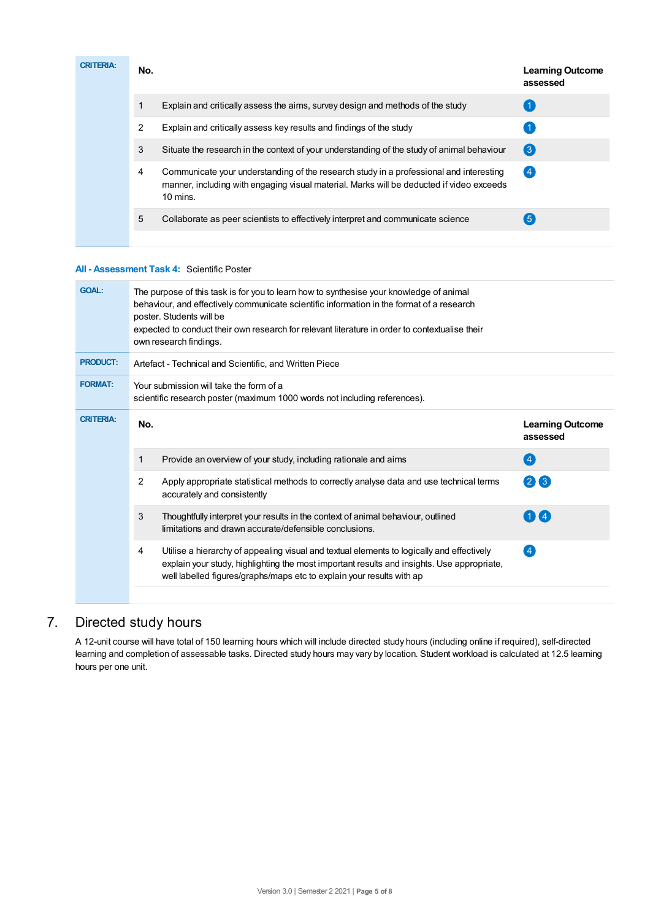**CRITERIA:**

| No. | | Learning Outcome assessed |
|---|---|---|
| 1 | Explain and critically assess the aims, survey design and methods of the study | 1 |
| 2 | Explain and critically assess key results and findings of the study | 1 |
| 3 | Situate the research in the context of your understanding of the study of animal behaviour | 3 |
| 4 | Communicate your understanding of the research study in a professional and interesting manner, including with engaging visual material. Marks will be deducted if video exceeds 10 mins. | 4 |
| 5 | Collaborate as peer scientists to effectively interpret and communicate science | 5 |

**All - Assessment Task 4:** Scientific Poster

**GOAL:** The purpose of this task is for you to learn how to synthesise your knowledge of animal behaviour, and effectively communicate scientific information in the format of a research poster. Students will be
expected to conduct their own research for relevant literature in order to contextualise their own research findings.

**PRODUCT:** Artefact - Technical and Scientific, and Written Piece

**FORMAT:** Your submission will take the form of a
scientific research poster (maximum 1000 words not including references).

**CRITERIA:**

| No. | | Learning Outcome assessed |
|---|---|---|
| 1 | Provide an overview of your study, including rationale and aims | 4 |
| 2 | Apply appropriate statistical methods to correctly analyse data and use technical terms accurately and consistently | 2 3 |
| 3 | Thoughtfully interpret your results in the context of animal behaviour, outlined limitations and drawn accurate/defensible conclusions. | 1 4 |
| 4 | Utilise a hierarchy of appealing visual and textual elements to logically and effectively explain your study, highlighting the most important results and insights. Use appropriate, well labelled figures/graphs/maps etc to explain your results with ap | 4 |

## 7. Directed study hours

A 12-unit course will have total of 150 learning hours which will include directed study hours (including online if required), self-directed learning and completion of assessable tasks. Directed study hours may vary by location. Student workload is calculated at 12.5 learning hours per one unit.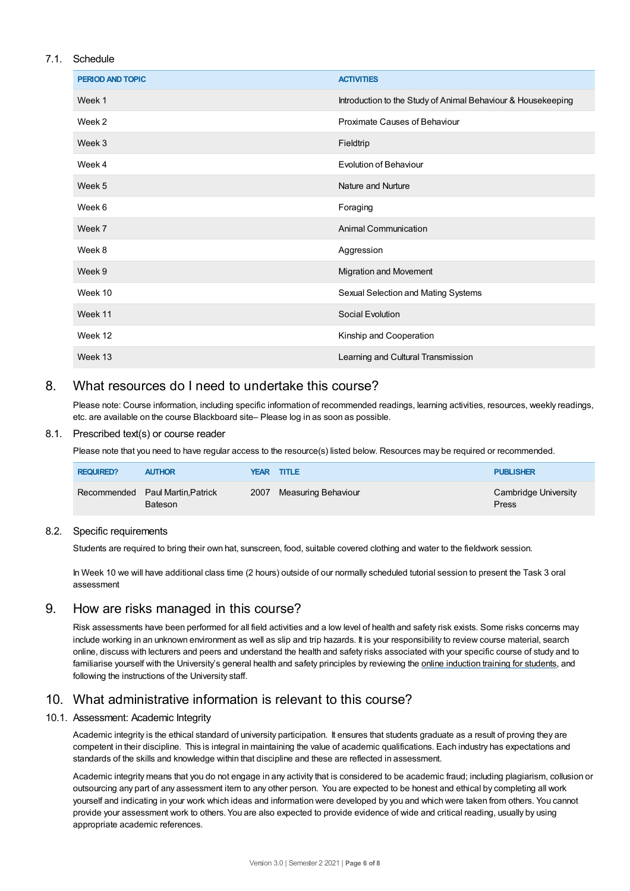### 7.1. Schedule

| PERIOD AND TOPIC | ACTIVITIES |
|---|---|
| Week 1 | Introduction to the Study of Animal Behaviour & Housekeeping |
| Week 2 | Proximate Causes of Behaviour |
| Week 3 | Fieldtrip |
| Week 4 | Evolution of Behaviour |
| Week 5 | Nature and Nurture |
| Week 6 | Foraging |
| Week 7 | Animal Communication |
| Week 8 | Aggression |
| Week 9 | Migration and Movement |
| Week 10 | Sexual Selection and Mating Systems |
| Week 11 | Social Evolution |
| Week 12 | Kinship and Cooperation |
| Week 13 | Learning and Cultural Transmission |

## 8. What resources do I need to undertake this course?

Please note: Course information, including specific information of recommended readings, learning activities, resources, weekly readings, etc. are available on the course Blackboard site– Please log in as soon as possible.

### 8.1. Prescribed text(s) or course reader

Please note that you need to have regular access to the resource(s) listed below. Resources may be required or recommended.

| REQUIRED? | AUTHOR | YEAR | TITLE | PUBLISHER |
|---|---|---|---|---|
| Recommended | Paul Martin,Patrick Bateson | 2007 | Measuring Behaviour | Cambridge University Press |

### 8.2. Specific requirements

Students are required to bring their own hat, sunscreen, food, suitable covered clothing and water to the fieldwork session.

In Week 10 we will have additional class time (2 hours) outside of our normally scheduled tutorial session to present the Task 3 oral assessment

## 9. How are risks managed in this course?

Risk assessments have been performed for all field activities and a low level of health and safety risk exists. Some risks concerns may include working in an unknown environment as well as slip and trip hazards. It is your responsibility to review course material, search online, discuss with lecturers and peers and understand the health and safety risks associated with your specific course of study and to familiarise yourself with the University's general health and safety principles by reviewing the online induction training for students, and following the instructions of the University staff.

## 10. What administrative information is relevant to this course?

### 10.1. Assessment: Academic Integrity

Academic integrity is the ethical standard of university participation. It ensures that students graduate as a result of proving they are competent in their discipline. This is integral in maintaining the value of academic qualifications. Each industry has expectations and standards of the skills and knowledge within that discipline and these are reflected in assessment.

Academic integrity means that you do not engage in any activity that is considered to be academic fraud; including plagiarism, collusion or outsourcing any part of any assessment item to any other person. You are expected to be honest and ethical by completing all work yourself and indicating in your work which ideas and information were developed by you and which were taken from others. You cannot provide your assessment work to others. You are also expected to provide evidence of wide and critical reading, usually by using appropriate academic references.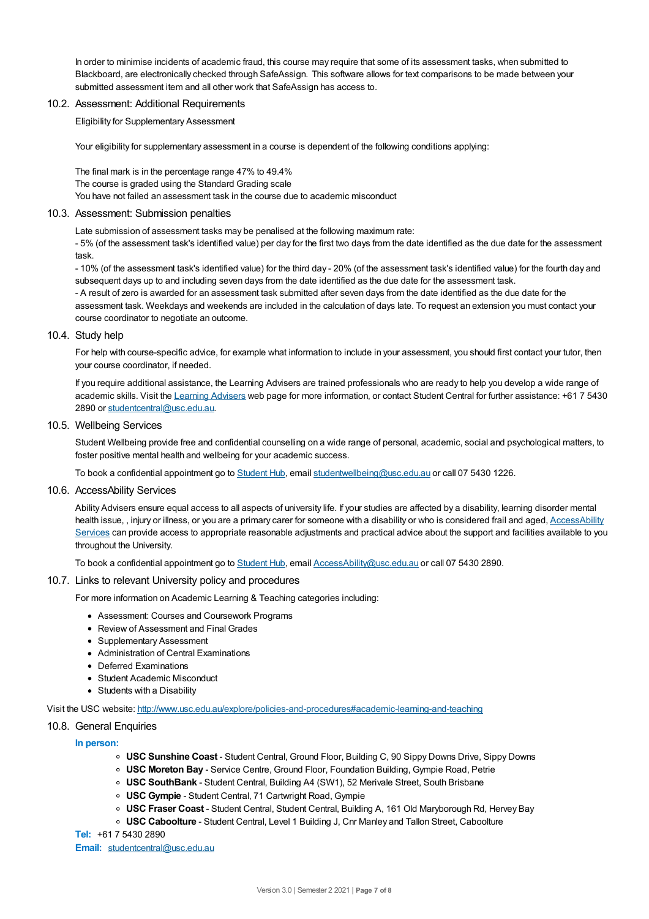In order to minimise incidents of academic fraud, this course may require that some of its assessment tasks, when submitted to Blackboard, are electronically checked through SafeAssign. This software allows for text comparisons to be made between your submitted assessment item and all other work that SafeAssign has access to.

### 10.2. Assessment: Additional Requirements

Eligibility for Supplementary Assessment

Your eligibility for supplementary assessment in a course is dependent of the following conditions applying:

The final mark is in the percentage range 47% to 49.4%
The course is graded using the Standard Grading scale
You have not failed an assessment task in the course due to academic misconduct

### 10.3. Assessment: Submission penalties

Late submission of assessment tasks may be penalised at the following maximum rate:
- 5% (of the assessment task's identified value) per day for the first two days from the date identified as the due date for the assessment task.
- 10% (of the assessment task's identified value) for the third day - 20% (of the assessment task's identified value) for the fourth day and subsequent days up to and including seven days from the date identified as the due date for the assessment task.
- A result of zero is awarded for an assessment task submitted after seven days from the date identified as the due date for the assessment task. Weekdays and weekends are included in the calculation of days late. To request an extension you must contact your course coordinator to negotiate an outcome.

### 10.4. Study help

For help with course-specific advice, for example what information to include in your assessment, you should first contact your tutor, then your course coordinator, if needed.

If you require additional assistance, the Learning Advisers are trained professionals who are ready to help you develop a wide range of academic skills. Visit the Learning Advisers web page for more information, or contact Student Central for further assistance: +61 7 5430 2890 or studentcentral@usc.edu.au.

### 10.5. Wellbeing Services

Student Wellbeing provide free and confidential counselling on a wide range of personal, academic, social and psychological matters, to foster positive mental health and wellbeing for your academic success.

To book a confidential appointment go to Student Hub, email studentwellbeing@usc.edu.au or call 07 5430 1226.

### 10.6. AccessAbility Services

Ability Advisers ensure equal access to all aspects of university life. If your studies are affected by a disability, learning disorder mental health issue, , injury or illness, or you are a primary carer for someone with a disability or who is considered frail and aged, AccessAbility Services can provide access to appropriate reasonable adjustments and practical advice about the support and facilities available to you throughout the University.

To book a confidential appointment go to Student Hub, email AccessAbility@usc.edu.au or call 07 5430 2890.

### 10.7. Links to relevant University policy and procedures

For more information on Academic Learning & Teaching categories including:

- Assessment: Courses and Coursework Programs
- Review of Assessment and Final Grades
- Supplementary Assessment
- Administration of Central Examinations
- Deferred Examinations
- Student Academic Misconduct
- Students with a Disability

Visit the USC website: http://www.usc.edu.au/explore/policies-and-procedures#academic-learning-and-teaching

### 10.8. General Enquiries

**In person:**

- **USC Sunshine Coast** - Student Central, Ground Floor, Building C, 90 Sippy Downs Drive, Sippy Downs
- **USC Moreton Bay** - Service Centre, Ground Floor, Foundation Building, Gympie Road, Petrie
- **USC SouthBank** - Student Central, Building A4 (SW1), 52 Merivale Street, South Brisbane
- **USC Gympie** - Student Central, 71 Cartwright Road, Gympie
- **USC Fraser Coast** - Student Central, Student Central, Building A, 161 Old Maryborough Rd, Hervey Bay
- **USC Caboolture** - Student Central, Level 1 Building J, Cnr Manley and Tallon Street, Caboolture

**Tel:** +61 7 5430 2890

**Email:** studentcentral@usc.edu.au